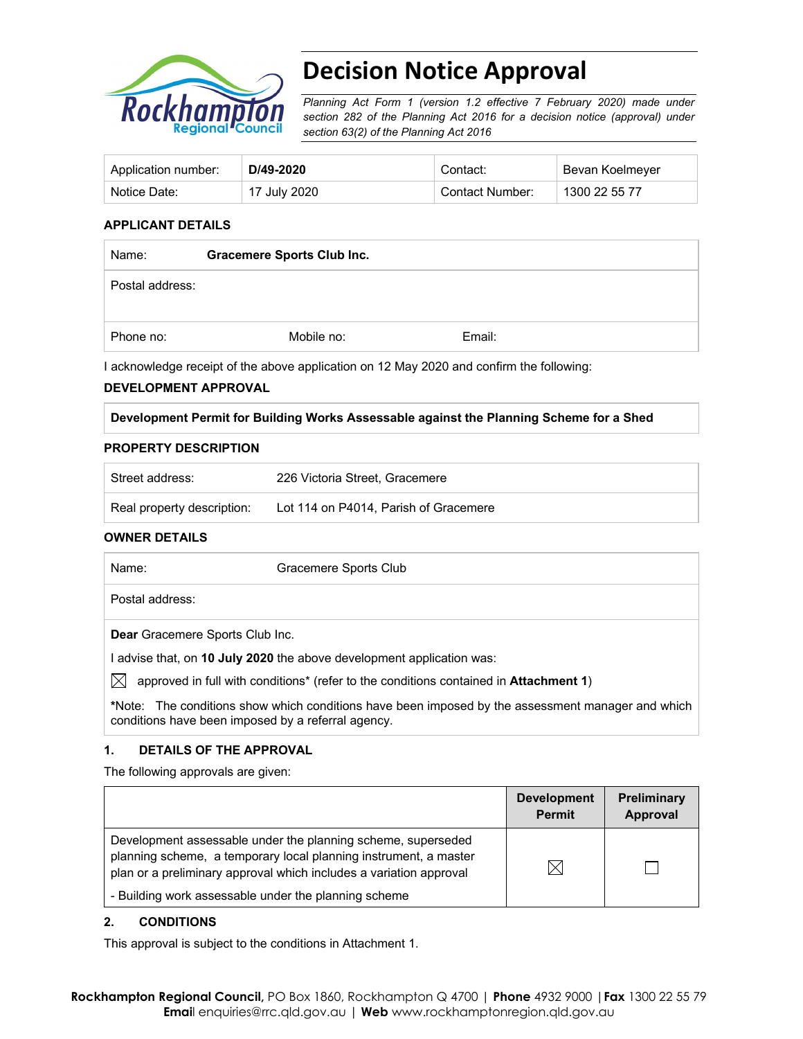# Decision Notice Approval

*Planning Act Form 1 (version 1.2 effective 7 February 2020) made under section 282 of the Planning Act 2016 for a decision notice (approval) under section 63(2) of the Planning Act 2016*

| Application number: | **D/49-2020** | Contact: | Bevan Koelmeyer |
|---|---|---|---|
| Notice Date: | 17 July 2020 | Contact Number: | 1300 22 55 77 |

**APPLICANT DETAILS**

| Name: | **Gracemere Sports Club Inc.** | |
|---|---|---|
| Postal address: | | |
| Phone no: | Mobile no: | Email: |

I acknowledge receipt of the above application on 12 May 2020 and confirm the following:

**DEVELOPMENT APPROVAL**

| **Development Permit for Building Works Assessable against the Planning Scheme for a Shed** |
|---|

**PROPERTY DESCRIPTION**

| Street address: | 226 Victoria Street, Gracemere |
|---|---|
| Real property description: | Lot 114 on P4014, Parish of Gracemere |

**OWNER DETAILS**

| Name: | Gracemere Sports Club |
|---|---|
| Postal address: | |

**Dear** Gracemere Sports Club Inc.

I advise that, on **10 July 2020** the above development application was:

☒ approved in full with conditions* (refer to the conditions contained in **Attachment 1**)

***Note:** The conditions show which conditions have been imposed by the assessment manager and which conditions have been imposed by a referral agency.

## 1. DETAILS OF THE APPROVAL

The following approvals are given:

| | Development Permit | Preliminary Approval |
|---|---|---|
| Development assessable under the planning scheme, superseded planning scheme, a temporary local planning instrument, a master plan or a preliminary approval which includes a variation approval<br>- Building work assessable under the planning scheme | ☒ | ☐ |

## 2. CONDITIONS

This approval is subject to the conditions in Attachment 1.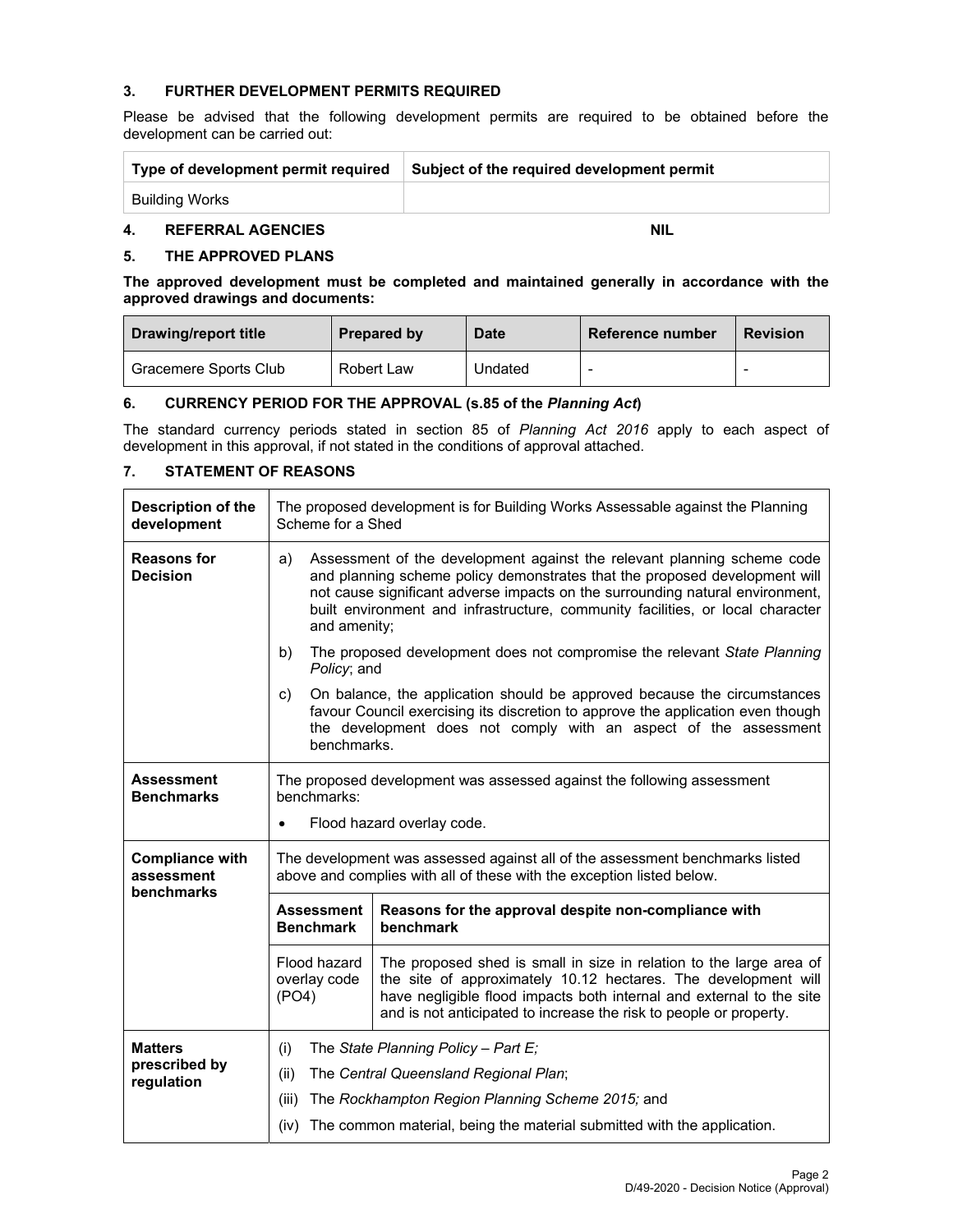### 3. FURTHER DEVELOPMENT PERMITS REQUIRED

Please be advised that the following development permits are required to be obtained before the development can be carried out:

| Type of development permit required | Subject of the required development permit |
|---|---|
| Building Works | |

### 4. REFERRAL AGENCIES NIL

### 5. THE APPROVED PLANS

**The approved development must be completed and maintained generally in accordance with the approved drawings and documents:**

| Drawing/report title | Prepared by | Date | Reference number | Revision |
|---|---|---|---|---|
| Gracemere Sports Club | Robert Law | Undated | - | - |

### 6. CURRENCY PERIOD FOR THE APPROVAL (s.85 of the *Planning Act*)

The standard currency periods stated in section 85 of *Planning Act 2016* apply to each aspect of development in this approval, if not stated in the conditions of approval attached.

### 7. STATEMENT OF REASONS

| | | |
|---|---|---|
| **Description of the development** | The proposed development is for Building Works Assessable against the Planning Scheme for a Shed | |
| **Reasons for Decision** | a) Assessment of the development against the relevant planning scheme code and planning scheme policy demonstrates that the proposed development will not cause significant adverse impacts on the surrounding natural environment, built environment and infrastructure, community facilities, or local character and amenity;<br>b) The proposed development does not compromise the relevant *State Planning Policy*; and<br>c) On balance, the application should be approved because the circumstances favour Council exercising its discretion to approve the application even though the development does not comply with an aspect of the assessment benchmarks. | |
| **Assessment Benchmarks** | The proposed development was assessed against the following assessment benchmarks:<br>• Flood hazard overlay code. | |
| **Compliance with assessment benchmarks** | The development was assessed against all of the assessment benchmarks listed above and complies with all of these with the exception listed below. | |
| | **Assessment Benchmark** | **Reasons for the approval despite non-compliance with benchmark** |
| | Flood hazard overlay code (PO4) | The proposed shed is small in size in relation to the large area of the site of approximately 10.12 hectares. The development will have negligible flood impacts both internal and external to the site and is not anticipated to increase the risk to people or property. |
| **Matters prescribed by regulation** | (i) The *State Planning Policy – Part E;*<br>(ii) The *Central Queensland Regional Plan*;<br>(iii) The *Rockhampton Region Planning Scheme 2015;* and<br>(iv) The common material, being the material submitted with the application. | |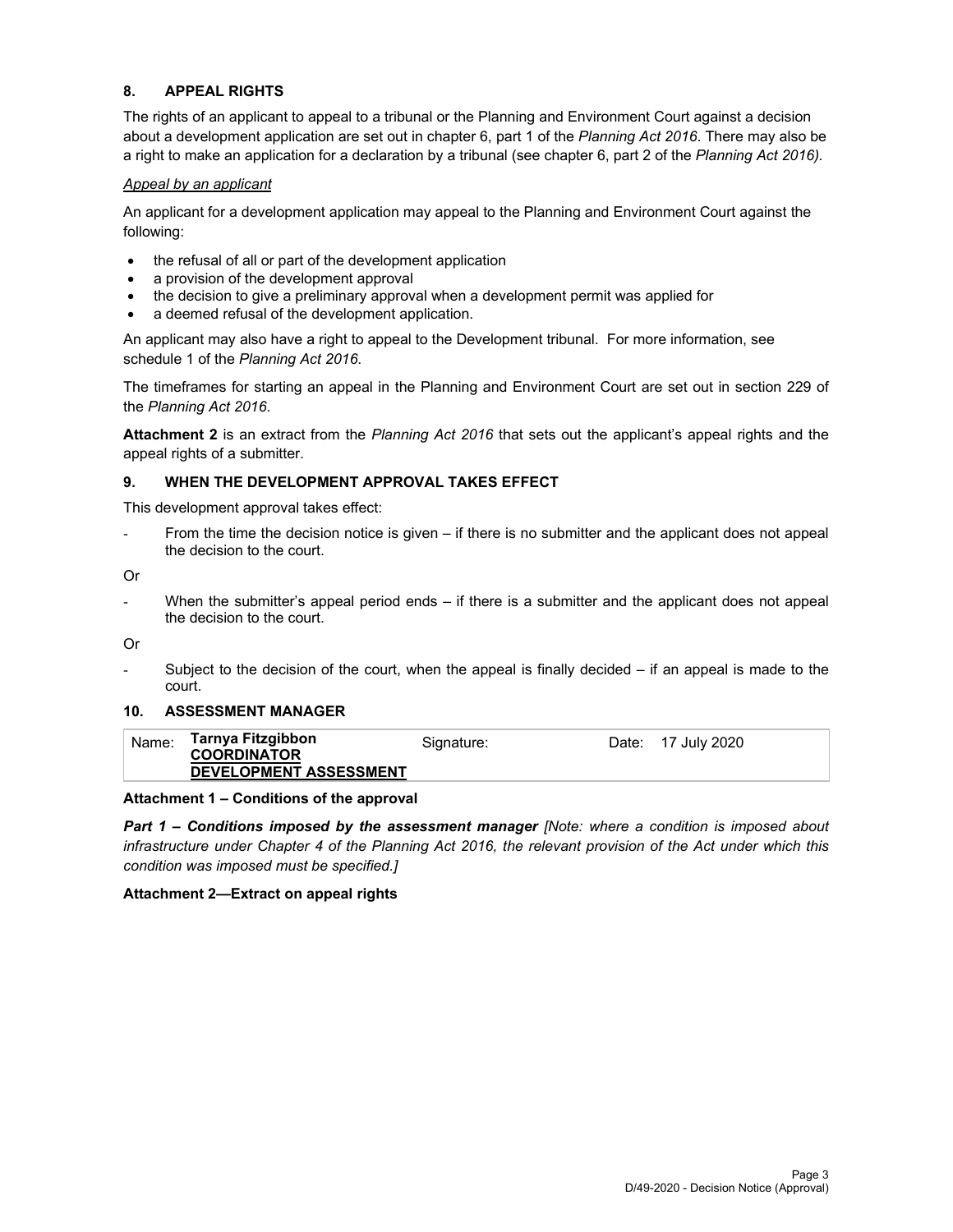## 8. APPEAL RIGHTS

The rights of an applicant to appeal to a tribunal or the Planning and Environment Court against a decision about a development application are set out in chapter 6, part 1 of the *Planning Act 2016*. There may also be a right to make an application for a declaration by a tribunal (see chapter 6, part 2 of the *Planning Act 2016).*

*Appeal by an applicant*

An applicant for a development application may appeal to the Planning and Environment Court against the following:

- the refusal of all or part of the development application
- a provision of the development approval
- the decision to give a preliminary approval when a development permit was applied for
- a deemed refusal of the development application.

An applicant may also have a right to appeal to the Development tribunal. For more information, see schedule 1 of the *Planning Act 2016*.

The timeframes for starting an appeal in the Planning and Environment Court are set out in section 229 of the *Planning Act 2016*.

**Attachment 2** is an extract from the *Planning Act 2016* that sets out the applicant's appeal rights and the appeal rights of a submitter.

## 9. WHEN THE DEVELOPMENT APPROVAL TAKES EFFECT

This development approval takes effect:

- From the time the decision notice is given – if there is no submitter and the applicant does not appeal the decision to the court.

Or

- When the submitter's appeal period ends – if there is a submitter and the applicant does not appeal the decision to the court.

Or

- Subject to the decision of the court, when the appeal is finally decided – if an appeal is made to the court.

## 10. ASSESSMENT MANAGER

| Name: | **Tarnya Fitzgibbon**<br>**COORDINATOR**<br>**DEVELOPMENT ASSESSMENT** | Signature: | Date: | 17 July 2020 |
|---|---|---|---|---|

**Attachment 1 – Conditions of the approval**

***Part 1 – Conditions imposed by the assessment manager*** *[Note: where a condition is imposed about infrastructure under Chapter 4 of the Planning Act 2016, the relevant provision of the Act under which this condition was imposed must be specified.]*

**Attachment 2—Extract on appeal rights**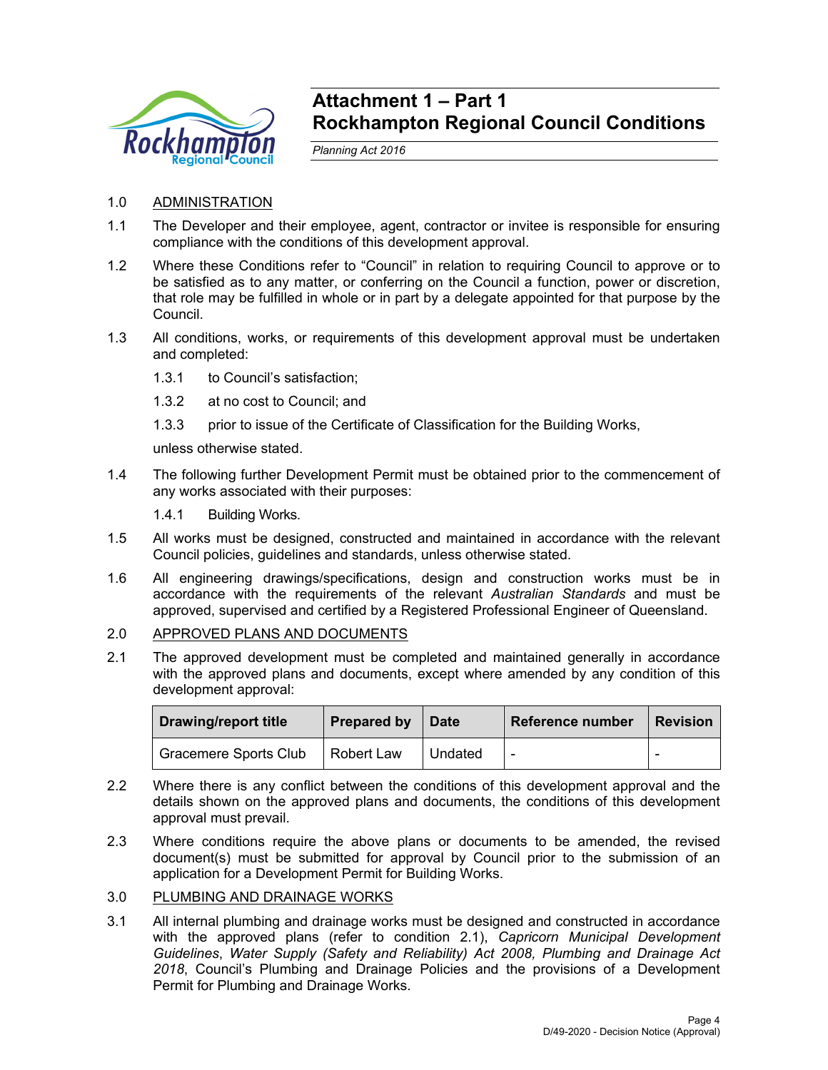# Attachment 1 – Part 1
# Rockhampton Regional Council Conditions

*Planning Act 2016*

1.0 ADMINISTRATION

1.1 The Developer and their employee, agent, contractor or invitee is responsible for ensuring compliance with the conditions of this development approval.

1.2 Where these Conditions refer to "Council" in relation to requiring Council to approve or to be satisfied as to any matter, or conferring on the Council a function, power or discretion, that role may be fulfilled in whole or in part by a delegate appointed for that purpose by the Council.

1.3 All conditions, works, or requirements of this development approval must be undertaken and completed:

1.3.1 to Council's satisfaction;

1.3.2 at no cost to Council; and

1.3.3 prior to issue of the Certificate of Classification for the Building Works,

unless otherwise stated.

1.4 The following further Development Permit must be obtained prior to the commencement of any works associated with their purposes:

1.4.1 Building Works.

1.5 All works must be designed, constructed and maintained in accordance with the relevant Council policies, guidelines and standards, unless otherwise stated.

1.6 All engineering drawings/specifications, design and construction works must be in accordance with the requirements of the relevant *Australian Standards* and must be approved, supervised and certified by a Registered Professional Engineer of Queensland.

2.0 APPROVED PLANS AND DOCUMENTS

2.1 The approved development must be completed and maintained generally in accordance with the approved plans and documents, except where amended by any condition of this development approval:

| Drawing/report title | Prepared by | Date | Reference number | Revision |
|---|---|---|---|---|
| Gracemere Sports Club | Robert Law | Undated | - | - |

2.2 Where there is any conflict between the conditions of this development approval and the details shown on the approved plans and documents, the conditions of this development approval must prevail.

2.3 Where conditions require the above plans or documents to be amended, the revised document(s) must be submitted for approval by Council prior to the submission of an application for a Development Permit for Building Works.

3.0 PLUMBING AND DRAINAGE WORKS

3.1 All internal plumbing and drainage works must be designed and constructed in accordance with the approved plans (refer to condition 2.1), *Capricorn Municipal Development Guidelines*, *Water Supply (Safety and Reliability) Act 2008, Plumbing and Drainage Act 2018*, Council's Plumbing and Drainage Policies and the provisions of a Development Permit for Plumbing and Drainage Works.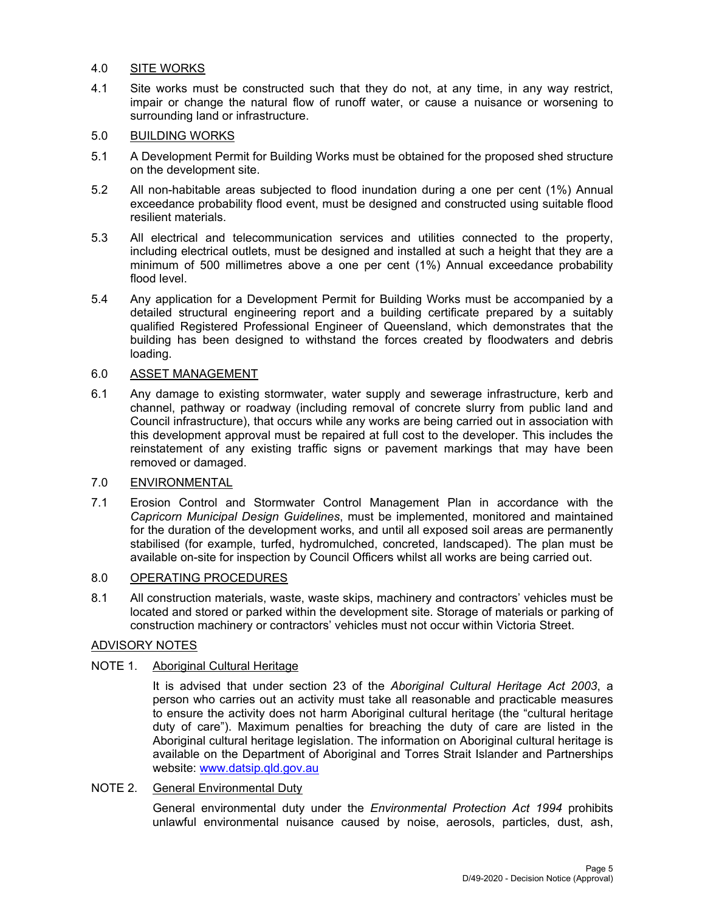## 4.0 SITE WORKS

4.1 Site works must be constructed such that they do not, at any time, in any way restrict, impair or change the natural flow of runoff water, or cause a nuisance or worsening to surrounding land or infrastructure.

## 5.0 BUILDING WORKS

5.1 A Development Permit for Building Works must be obtained for the proposed shed structure on the development site.

5.2 All non-habitable areas subjected to flood inundation during a one per cent (1%) Annual exceedance probability flood event, must be designed and constructed using suitable flood resilient materials.

5.3 All electrical and telecommunication services and utilities connected to the property, including electrical outlets, must be designed and installed at such a height that they are a minimum of 500 millimetres above a one per cent (1%) Annual exceedance probability flood level.

5.4 Any application for a Development Permit for Building Works must be accompanied by a detailed structural engineering report and a building certificate prepared by a suitably qualified Registered Professional Engineer of Queensland, which demonstrates that the building has been designed to withstand the forces created by floodwaters and debris loading.

## 6.0 ASSET MANAGEMENT

6.1 Any damage to existing stormwater, water supply and sewerage infrastructure, kerb and channel, pathway or roadway (including removal of concrete slurry from public land and Council infrastructure), that occurs while any works are being carried out in association with this development approval must be repaired at full cost to the developer. This includes the reinstatement of any existing traffic signs or pavement markings that may have been removed or damaged.

## 7.0 ENVIRONMENTAL

7.1 Erosion Control and Stormwater Control Management Plan in accordance with the *Capricorn Municipal Design Guidelines*, must be implemented, monitored and maintained for the duration of the development works, and until all exposed soil areas are permanently stabilised (for example, turfed, hydromulched, concreted, landscaped). The plan must be available on-site for inspection by Council Officers whilst all works are being carried out.

## 8.0 OPERATING PROCEDURES

8.1 All construction materials, waste, waste skips, machinery and contractors' vehicles must be located and stored or parked within the development site. Storage of materials or parking of construction machinery or contractors' vehicles must not occur within Victoria Street.

## ADVISORY NOTES

### NOTE 1. Aboriginal Cultural Heritage

It is advised that under section 23 of the *Aboriginal Cultural Heritage Act 2003*, a person who carries out an activity must take all reasonable and practicable measures to ensure the activity does not harm Aboriginal cultural heritage (the "cultural heritage duty of care"). Maximum penalties for breaching the duty of care are listed in the Aboriginal cultural heritage legislation. The information on Aboriginal cultural heritage is available on the Department of Aboriginal and Torres Strait Islander and Partnerships website: www.datsip.qld.gov.au

### NOTE 2. General Environmental Duty

General environmental duty under the *Environmental Protection Act 1994* prohibits unlawful environmental nuisance caused by noise, aerosols, particles, dust, ash,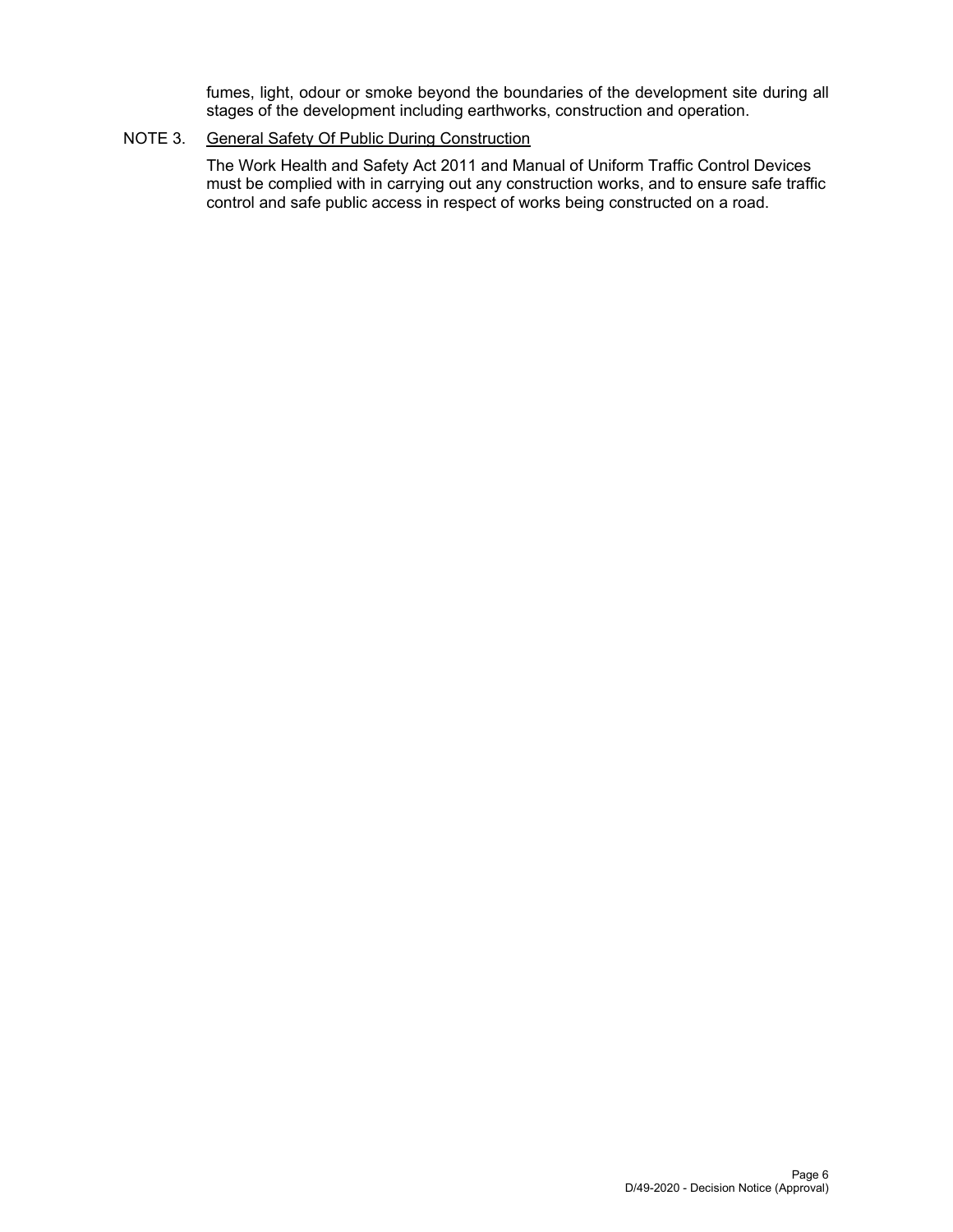fumes, light, odour or smoke beyond the boundaries of the development site during all stages of the development including earthworks, construction and operation.

NOTE 3. General Safety Of Public During Construction

The Work Health and Safety Act 2011 and Manual of Uniform Traffic Control Devices must be complied with in carrying out any construction works, and to ensure safe traffic control and safe public access in respect of works being constructed on a road.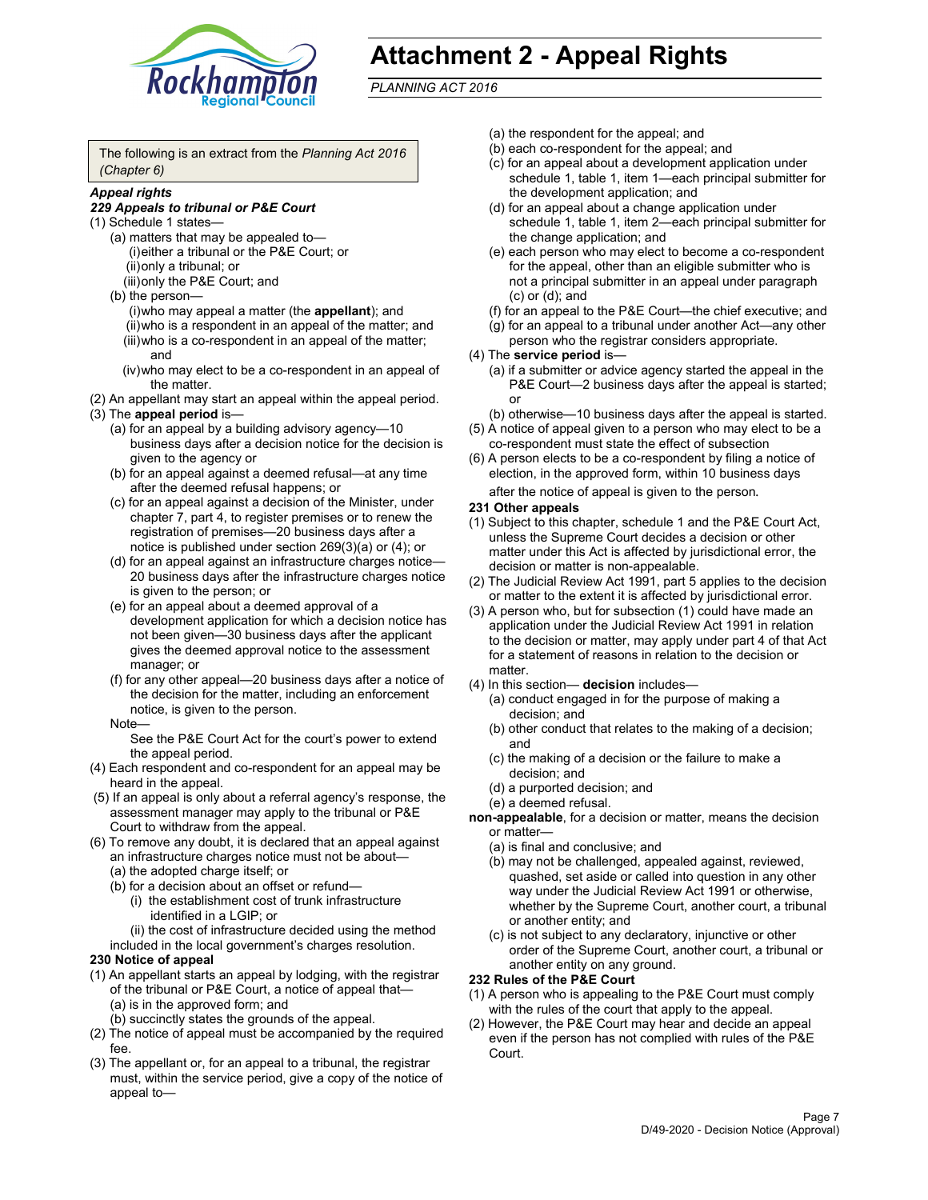# Attachment 2 - Appeal Rights

*PLANNING ACT 2016*

The following is an extract from the *Planning Act 2016 (Chapter 6)*

***Appeal rights***

***229 Appeals to tribunal or P&E Court***

(1) Schedule 1 states—
   - (a) matters that may be appealed to—
     - (i) either a tribunal or the P&E Court; or
     - (ii) only a tribunal; or
     - (iii) only the P&E Court; and
   - (b) the person—
     - (i) who may appeal a matter (the **appellant**); and
     - (ii) who is a respondent in an appeal of the matter; and
     - (iii) who is a co-respondent in an appeal of the matter; and
     - (iv) who may elect to be a co-respondent in an appeal of the matter.

(2) An appellant may start an appeal within the appeal period.

(3) The **appeal period** is—
   - (a) for an appeal by a building advisory agency—10 business days after a decision notice for the decision is given to the agency or
   - (b) for an appeal against a deemed refusal—at any time after the deemed refusal happens; or
   - (c) for an appeal against a decision of the Minister, under chapter 7, part 4, to register premises or to renew the registration of premises—20 business days after a notice is published under section 269(3)(a) or (4); or
   - (d) for an appeal against an infrastructure charges notice—20 business days after the infrastructure charges notice is given to the person; or
   - (e) for an appeal about a deemed approval of a development application for which a decision notice has not been given—30 business days after the applicant gives the deemed approval notice to the assessment manager; or
   - (f) for any other appeal—20 business days after a notice of the decision for the matter, including an enforcement notice, is given to the person.

   Note—

   See the P&E Court Act for the court's power to extend the appeal period.

(4) Each respondent and co-respondent for an appeal may be heard in the appeal.

(5) If an appeal is only about a referral agency's response, the assessment manager may apply to the tribunal or P&E Court to withdraw from the appeal.

(6) To remove any doubt, it is declared that an appeal against an infrastructure charges notice must not be about—
   - (a) the adopted charge itself; or
   - (b) for a decision about an offset or refund—
     - (i) the establishment cost of trunk infrastructure identified in a LGIP; or
     - (ii) the cost of infrastructure decided using the method included in the local government's charges resolution.

**230 Notice of appeal**

(1) An appellant starts an appeal by lodging, with the registrar of the tribunal or P&E Court, a notice of appeal that—
   - (a) is in the approved form; and
   - (b) succinctly states the grounds of the appeal.

(2) The notice of appeal must be accompanied by the required fee.

(3) The appellant or, for an appeal to a tribunal, the registrar must, within the service period, give a copy of the notice of appeal to—
   - (a) the respondent for the appeal; and
   - (b) each co-respondent for the appeal; and
   - (c) for an appeal about a development application under schedule 1, table 1, item 1—each principal submitter for the development application; and
   - (d) for an appeal about a change application under schedule 1, table 1, item 2—each principal submitter for the change application; and
   - (e) each person who may elect to become a co-respondent for the appeal, other than an eligible submitter who is not a principal submitter in an appeal under paragraph (c) or (d); and
   - (f) for an appeal to the P&E Court—the chief executive; and
   - (g) for an appeal to a tribunal under another Act—any other person who the registrar considers appropriate.

(4) The **service period** is—
   - (a) if a submitter or advice agency started the appeal in the P&E Court—2 business days after the appeal is started; or
   - (b) otherwise—10 business days after the appeal is started.

(5) A notice of appeal given to a person who may elect to be a co-respondent must state the effect of subsection

(6) A person elects to be a co-respondent by filing a notice of election, in the approved form, within 10 business days after the notice of appeal is given to the person.

**231 Other appeals**

(1) Subject to this chapter, schedule 1 and the P&E Court Act, unless the Supreme Court decides a decision or other matter under this Act is affected by jurisdictional error, the decision or matter is non-appealable.

(2) The Judicial Review Act 1991, part 5 applies to the decision or matter to the extent it is affected by jurisdictional error.

(3) A person who, but for subsection (1) could have made an application under the Judicial Review Act 1991 in relation to the decision or matter, may apply under part 4 of that Act for a statement of reasons in relation to the decision or matter.

(4) In this section— **decision** includes—
   - (a) conduct engaged in for the purpose of making a decision; and
   - (b) other conduct that relates to the making of a decision; and
   - (c) the making of a decision or the failure to make a decision; and
   - (d) a purported decision; and
   - (e) a deemed refusal.

**non-appealable**, for a decision or matter, means the decision or matter—
   - (a) is final and conclusive; and
   - (b) may not be challenged, appealed against, reviewed, quashed, set aside or called into question in any other way under the Judicial Review Act 1991 or otherwise, whether by the Supreme Court, another court, a tribunal or another entity; and
   - (c) is not subject to any declaratory, injunctive or other order of the Supreme Court, another court, a tribunal or another entity on any ground.

**232 Rules of the P&E Court**

(1) A person who is appealing to the P&E Court must comply with the rules of the court that apply to the appeal.

(2) However, the P&E Court may hear and decide an appeal even if the person has not complied with rules of the P&E Court.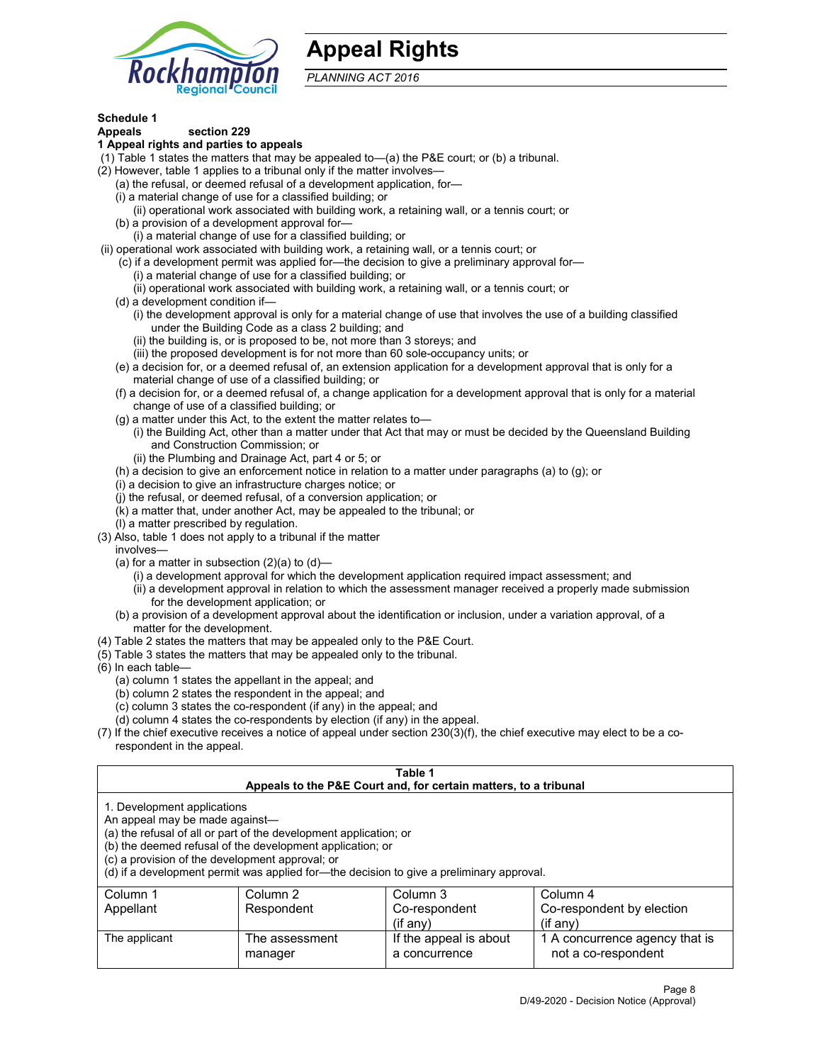# Appeal Rights

*PLANNING ACT 2016*

**Schedule 1**
**Appeals section 229**
**1 Appeal rights and parties to appeals**

(1) Table 1 states the matters that may be appealed to—(a) the P&E court; or (b) a tribunal.
(2) However, table 1 applies to a tribunal only if the matter involves—
(a) the refusal, or deemed refusal of a development application, for—
(i) a material change of use for a classified building; or
(ii) operational work associated with building work, a retaining wall, or a tennis court; or
(b) a provision of a development approval for—
(i) a material change of use for a classified building; or
(ii) operational work associated with building work, a retaining wall, or a tennis court; or
(c) if a development permit was applied for—the decision to give a preliminary approval for—
(i) a material change of use for a classified building; or
(ii) operational work associated with building work, a retaining wall, or a tennis court; or
(d) a development condition if—
(i) the development approval is only for a material change of use that involves the use of a building classified under the Building Code as a class 2 building; and
(ii) the building is, or is proposed to be, not more than 3 storeys; and
(iii) the proposed development is for not more than 60 sole-occupancy units; or
(e) a decision for, or a deemed refusal of, an extension application for a development approval that is only for a material change of use of a classified building; or
(f) a decision for, or a deemed refusal of, a change application for a development approval that is only for a material change of use of a classified building; or
(g) a matter under this Act, to the extent the matter relates to—
(i) the Building Act, other than a matter under that Act that may or must be decided by the Queensland Building and Construction Commission; or
(ii) the Plumbing and Drainage Act, part 4 or 5; or
(h) a decision to give an enforcement notice in relation to a matter under paragraphs (a) to (g); or
(i) a decision to give an infrastructure charges notice; or
(j) the refusal, or deemed refusal, of a conversion application; or
(k) a matter that, under another Act, may be appealed to the tribunal; or
(l) a matter prescribed by regulation.
(3) Also, table 1 does not apply to a tribunal if the matter involves—
(a) for a matter in subsection (2)(a) to (d)—
(i) a development approval for which the development application required impact assessment; and
(ii) a development approval in relation to which the assessment manager received a properly made submission for the development application; or
(b) a provision of a development approval about the identification or inclusion, under a variation approval, of a matter for the development.
(4) Table 2 states the matters that may be appealed only to the P&E Court.
(5) Table 3 states the matters that may be appealed only to the tribunal.
(6) In each table—
(a) column 1 states the appellant in the appeal; and
(b) column 2 states the respondent in the appeal; and
(c) column 3 states the co-respondent (if any) in the appeal; and
(d) column 4 states the co-respondents by election (if any) in the appeal.
(7) If the chief executive receives a notice of appeal under section 230(3)(f), the chief executive may elect to be a co-respondent in the appeal.

**Table 1**
**Appeals to the P&E Court and, for certain matters, to a tribunal**

1. Development applications
An appeal may be made against—
(a) the refusal of all or part of the development application; or
(b) the deemed refusal of the development application; or
(c) a provision of the development approval; or
(d) if a development permit was applied for—the decision to give a preliminary approval.

| Column 1<br>Appellant | Column 2<br>Respondent | Column 3<br>Co-respondent<br>(if any) | Column 4<br>Co-respondent by election<br>(if any) |
|---|---|---|---|
| The applicant | The assessment manager | If the appeal is about a concurrence | 1 A concurrence agency that is not a co-respondent |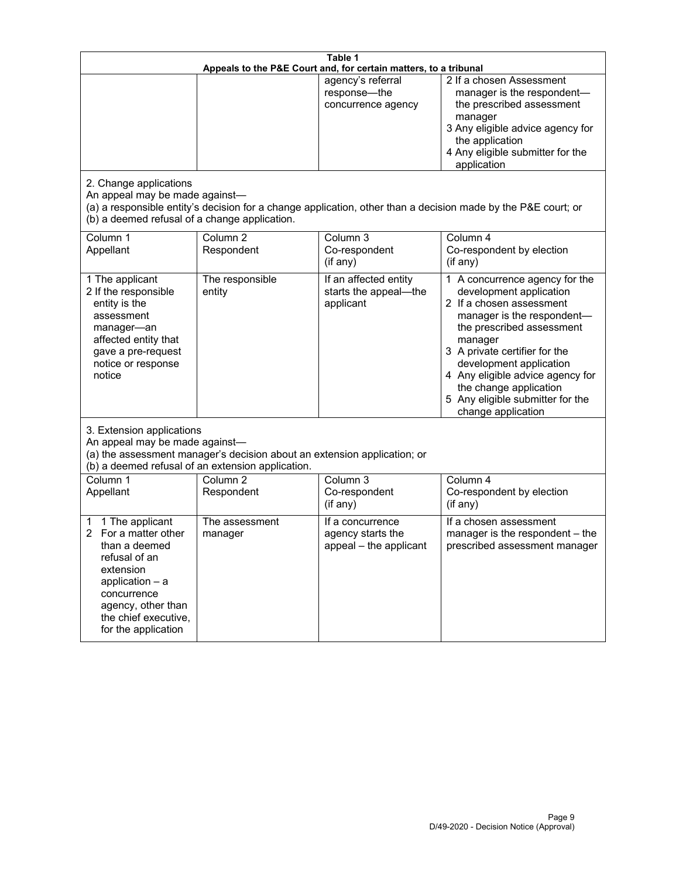**Table 1**
**Appeals to the P&E Court and, for certain matters, to a tribunal**

| | | | |
|---|---|---|---|
| | | agency's referral response—the concurrence agency | 2 If a chosen Assessment manager is the respondent—the prescribed assessment manager<br>3 Any eligible advice agency for the application<br>4 Any eligible submitter for the application |

2. Change applications
An appeal may be made against—
(a) a responsible entity's decision for a change application, other than a decision made by the P&E court; or
(b) a deemed refusal of a change application.

| Column 1<br>Appellant | Column 2<br>Respondent | Column 3<br>Co-respondent<br>(if any) | Column 4<br>Co-respondent by election<br>(if any) |
|---|---|---|---|
| 1 The applicant<br>2 If the responsible entity is the assessment manager—an affected entity that gave a pre-request notice or response notice | The responsible entity | If an affected entity starts the appeal—the applicant | 1 A concurrence agency for the development application<br>2 If a chosen assessment manager is the respondent—the prescribed assessment manager<br>3 A private certifier for the development application<br>4 Any eligible advice agency for the change application<br>5 Any eligible submitter for the change application |

3. Extension applications
An appeal may be made against—
(a) the assessment manager's decision about an extension application; or
(b) a deemed refusal of an extension application.

| Column 1<br>Appellant | Column 2<br>Respondent | Column 3<br>Co-respondent<br>(if any) | Column 4<br>Co-respondent by election<br>(if any) |
|---|---|---|---|
| 1 1 The applicant<br>2 For a matter other than a deemed refusal of an extension application – a concurrence agency, other than the chief executive, for the application | The assessment manager | If a concurrence agency starts the appeal – the applicant | If a chosen assessment manager is the respondent – the prescribed assessment manager |

D/49-2020 - Decision Notice (Approval)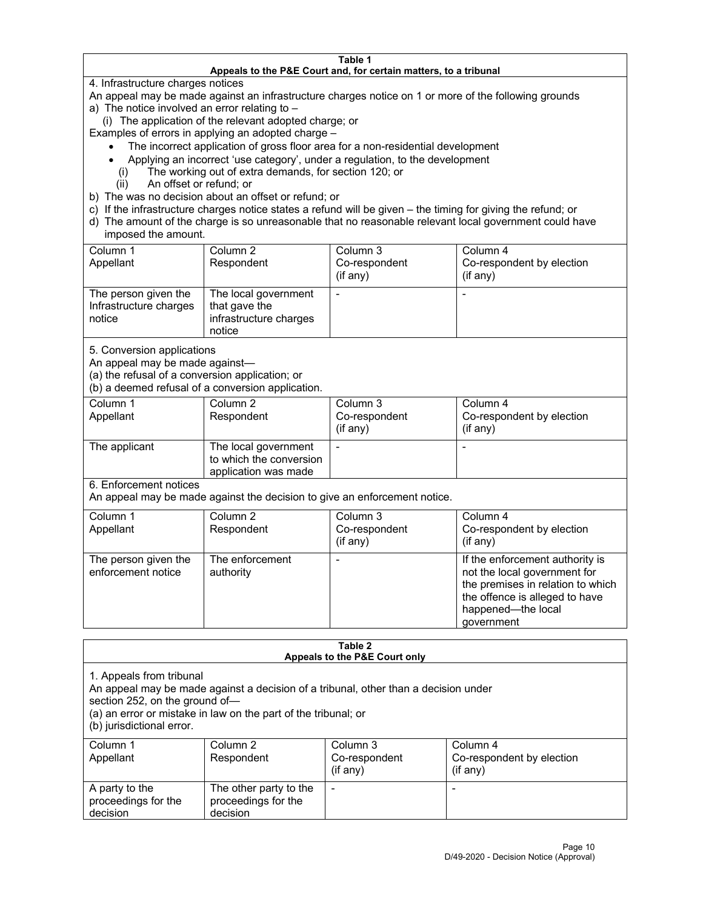**Table 1**
**Appeals to the P&E Court and, for certain matters, to a tribunal**

4. Infrastructure charges notices

An appeal may be made against an infrastructure charges notice on 1 or more of the following grounds

a) The notice involved an error relating to –
   (i) The application of the relevant adopted charge; or

Examples of errors in applying an adopted charge –

- The incorrect application of gross floor area for a non-residential development
- Applying an incorrect 'use category', under a regulation, to the development
   (i) The working out of extra demands, for section 120; or
   (ii) An offset or refund; or

b) The was no decision about an offset or refund; or
c) If the infrastructure charges notice states a refund will be given – the timing for giving the refund; or
d) The amount of the charge is so unreasonable that no reasonable relevant local government could have imposed the amount.

| Column 1 Appellant | Column 2 Respondent | Column 3 Co-respondent (if any) | Column 4 Co-respondent by election (if any) |
|---|---|---|---|
| The person given the Infrastructure charges notice | The local government that gave the infrastructure charges notice | - | - |

5. Conversion applications

An appeal may be made against—
(a) the refusal of a conversion application; or
(b) a deemed refusal of a conversion application.

| Column 1 Appellant | Column 2 Respondent | Column 3 Co-respondent (if any) | Column 4 Co-respondent by election (if any) |
|---|---|---|---|
| The applicant | The local government to which the conversion application was made | - | - |

6. Enforcement notices

An appeal may be made against the decision to give an enforcement notice.

| Column 1 Appellant | Column 2 Respondent | Column 3 Co-respondent (if any) | Column 4 Co-respondent by election (if any) |
|---|---|---|---|
| The person given the enforcement notice | The enforcement authority | - | If the enforcement authority is not the local government for the premises in relation to which the offence is alleged to have happened—the local government |

**Table 2**
**Appeals to the P&E Court only**

1. Appeals from tribunal

An appeal may be made against a decision of a tribunal, other than a decision under section 252, on the ground of—
(a) an error or mistake in law on the part of the tribunal; or
(b) jurisdictional error.

| Column 1 Appellant | Column 2 Respondent | Column 3 Co-respondent (if any) | Column 4 Co-respondent by election (if any) |
|---|---|---|---|
| A party to the proceedings for the decision | The other party to the proceedings for the decision | - | - |

D/49-2020 - Decision Notice (Approval)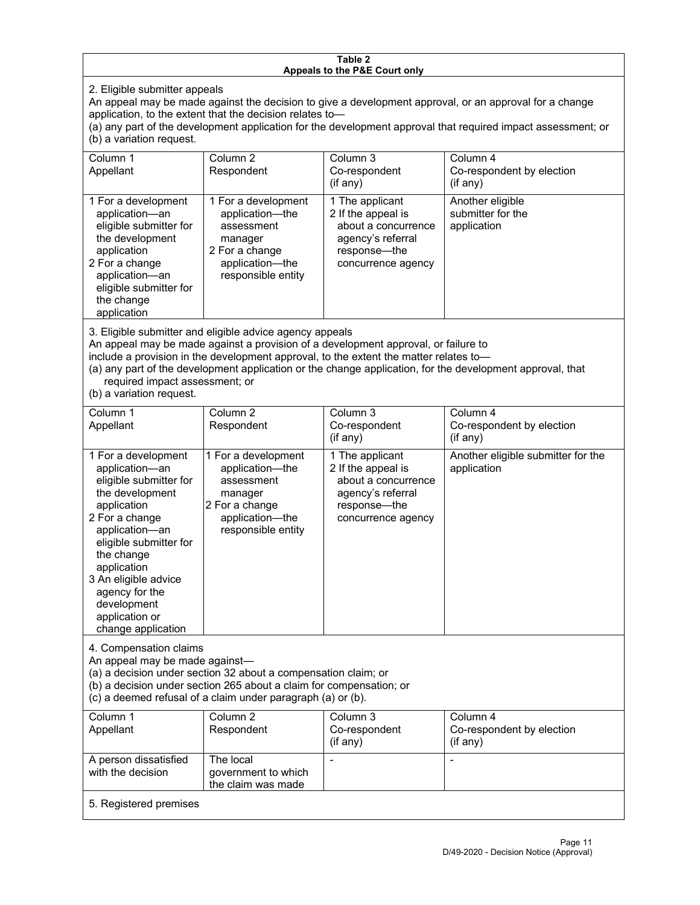**Table 2**
**Appeals to the P&E Court only**

2. Eligible submitter appeals

An appeal may be made against the decision to give a development approval, or an approval for a change application, to the extent that the decision relates to—

(a) any part of the development application for the development approval that required impact assessment; or

(b) a variation request.

| Column 1<br>Appellant | Column 2<br>Respondent | Column 3<br>Co-respondent<br>(if any) | Column 4<br>Co-respondent by election<br>(if any) |
|---|---|---|---|
| 1 For a development application—an eligible submitter for the development application<br>2 For a change application—an eligible submitter for the change application | 1 For a development application—the assessment manager<br>2 For a change application—the responsible entity | 1 The applicant<br>2 If the appeal is about a concurrence agency's referral response—the concurrence agency | Another eligible submitter for the application |

3. Eligible submitter and eligible advice agency appeals

An appeal may be made against a provision of a development approval, or failure to include a provision in the development approval, to the extent the matter relates to—

(a) any part of the development application or the change application, for the development approval, that required impact assessment; or

(b) a variation request.

| Column 1<br>Appellant | Column 2<br>Respondent | Column 3<br>Co-respondent<br>(if any) | Column 4<br>Co-respondent by election<br>(if any) |
|---|---|---|---|
| 1 For a development application—an eligible submitter for the development application<br>2 For a change application—an eligible submitter for the change application<br>3 An eligible advice agency for the development application or change application | 1 For a development application—the assessment manager<br>2 For a change application—the responsible entity | 1 The applicant<br>2 If the appeal is about a concurrence agency's referral response—the concurrence agency | Another eligible submitter for the application |

4. Compensation claims

An appeal may be made against—

(a) a decision under section 32 about a compensation claim; or

(b) a decision under section 265 about a claim for compensation; or

(c) a deemed refusal of a claim under paragraph (a) or (b).

| Column 1<br>Appellant | Column 2<br>Respondent | Column 3<br>Co-respondent<br>(if any) | Column 4<br>Co-respondent by election<br>(if any) |
|---|---|---|---|
| A person dissatisfied with the decision | The local government to which the claim was made | - | - |

5. Registered premises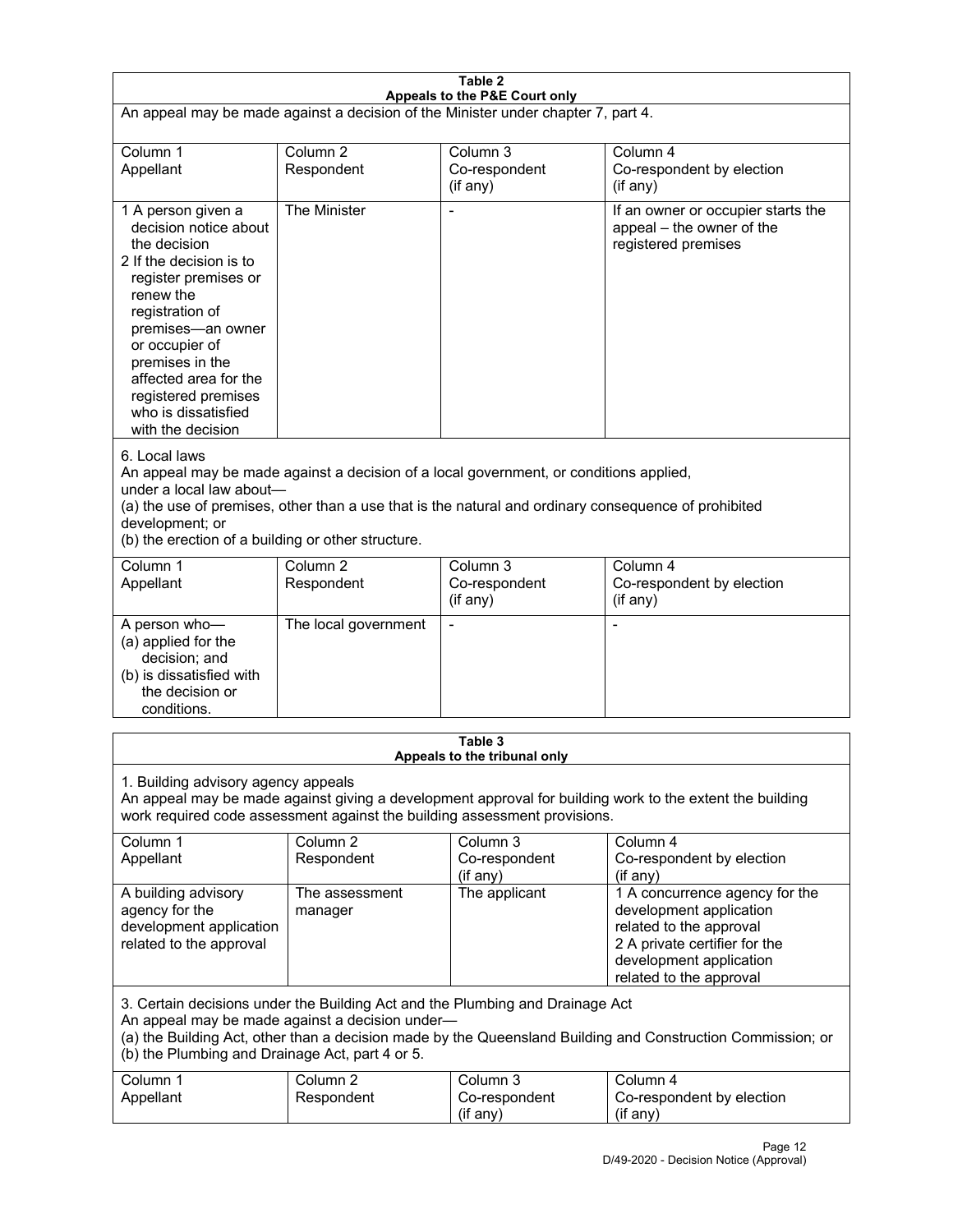**Table 2**
**Appeals to the P&E Court only**

An appeal may be made against a decision of the Minister under chapter 7, part 4.

| Column 1<br>Appellant | Column 2<br>Respondent | Column 3<br>Co-respondent<br>(if any) | Column 4<br>Co-respondent by election<br>(if any) |
|---|---|---|---|
| 1 A person given a decision notice about the decision<br>2 If the decision is to register premises or renew the registration of premises—an owner or occupier of premises in the affected area for the registered premises who is dissatisfied with the decision | The Minister | - | If an owner or occupier starts the appeal – the owner of the registered premises |

6. Local laws

An appeal may be made against a decision of a local government, or conditions applied, under a local law about—

(a) the use of premises, other than a use that is the natural and ordinary consequence of prohibited development; or

(b) the erection of a building or other structure.

| Column 1<br>Appellant | Column 2<br>Respondent | Column 3<br>Co-respondent<br>(if any) | Column 4<br>Co-respondent by election<br>(if any) |
|---|---|---|---|
| A person who—<br>(a) applied for the decision; and<br>(b) is dissatisfied with the decision or conditions. | The local government | - | - |

**Table 3**
**Appeals to the tribunal only**

1. Building advisory agency appeals

An appeal may be made against giving a development approval for building work to the extent the building work required code assessment against the building assessment provisions.

| Column 1<br>Appellant | Column 2<br>Respondent | Column 3<br>Co-respondent<br>(if any) | Column 4<br>Co-respondent by election<br>(if any) |
|---|---|---|---|
| A building advisory agency for the development application related to the approval | The assessment manager | The applicant | 1 A concurrence agency for the development application related to the approval<br>2 A private certifier for the development application related to the approval |

3. Certain decisions under the Building Act and the Plumbing and Drainage Act

An appeal may be made against a decision under—

(a) the Building Act, other than a decision made by the Queensland Building and Construction Commission; or

(b) the Plumbing and Drainage Act, part 4 or 5.

| Column 1<br>Appellant | Column 2<br>Respondent | Column 3<br>Co-respondent<br>(if any) | Column 4<br>Co-respondent by election<br>(if any) |
|---|---|---|---|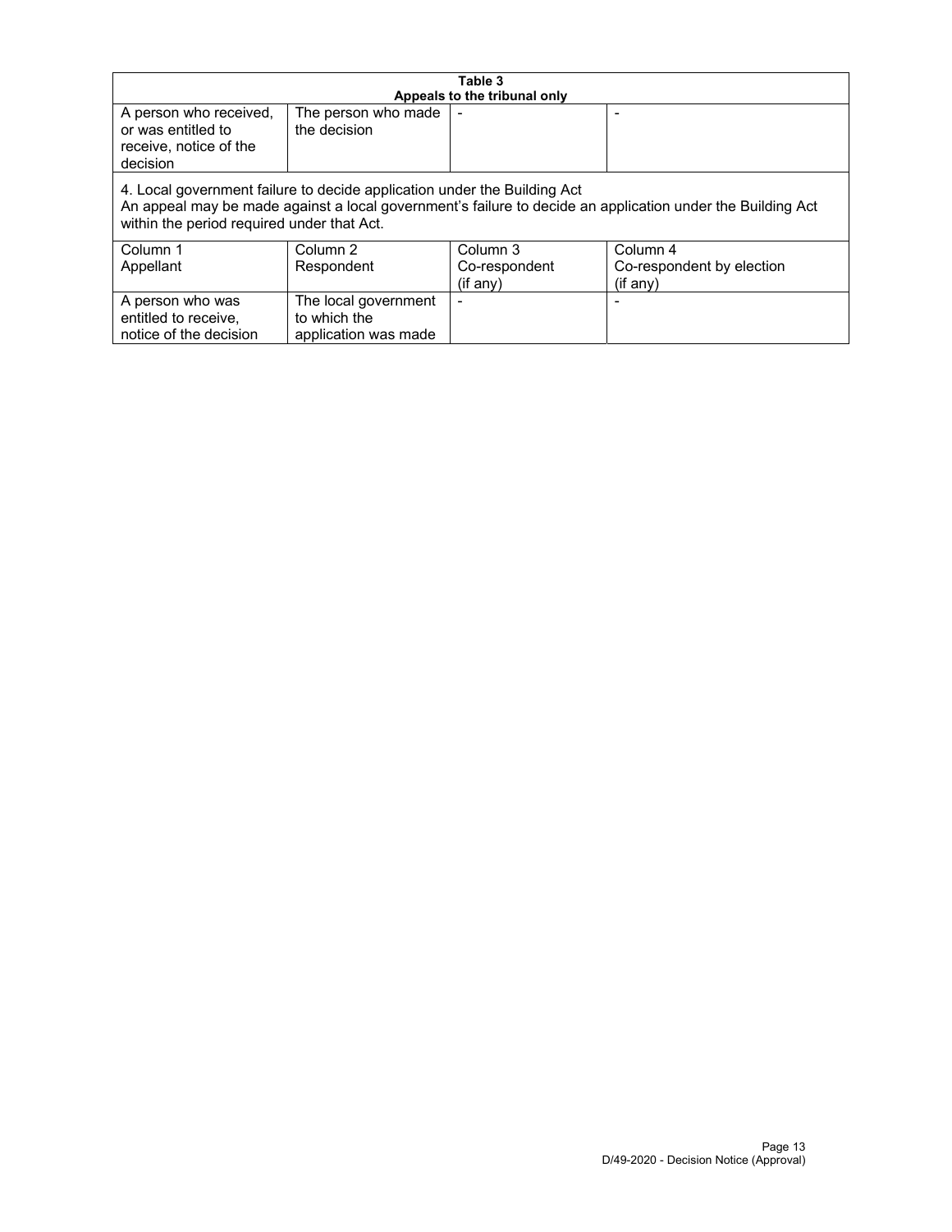**Table 3**
**Appeals to the tribunal only**

| | | | |
|---|---|---|---|
| A person who received, or was entitled to receive, notice of the decision | The person who made the decision | - | - |

4. Local government failure to decide application under the Building Act
An appeal may be made against a local government's failure to decide an application under the Building Act within the period required under that Act.

| Column 1<br>Appellant | Column 2<br>Respondent | Column 3<br>Co-respondent<br>(if any) | Column 4<br>Co-respondent by election<br>(if any) |
|---|---|---|---|
| A person who was entitled to receive, notice of the decision | The local government to which the application was made | - | - |

D/49-2020 - Decision Notice (Approval)